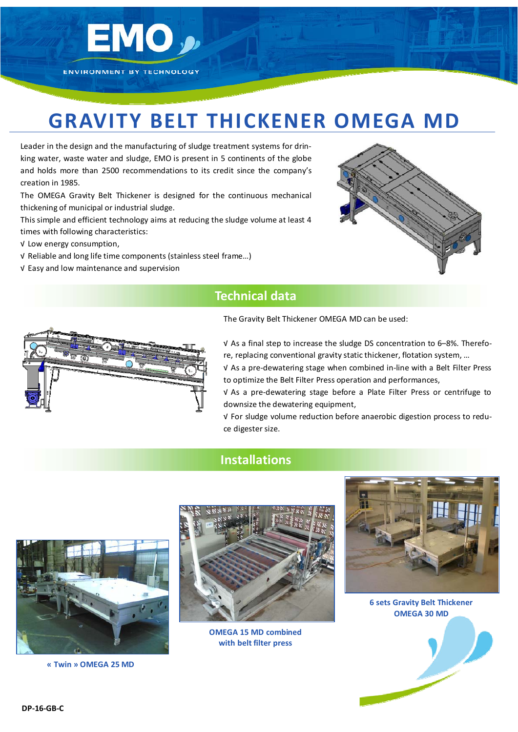EMO

ENVIRONMENT BY TECHNOLOGY

# GRAVITY BELT THICKENER OMEGA MD

Leader in the design and the manufacturing of sludge treatment systems for drinking water, waste water and sludge, EMO is present in 5 continents of the globe and holds more than 2500 recommendations to its credit since the company's creation in 1985.

The OMEGA Gravity Belt Thickener is designed for the continuous mechanical thickening of municipal or industrial sludge.

This simple and efficient technology aims at reducing the sludge volume at least 4 times with following characteristics:

√ Low energy consumption,

√ Reliable and long life time components (stainless steel frame…)

√ Easy and low maintenance and supervision

## Technical data

The Gravity Belt Thickener OMEGA MD can be used:

√ As a final step to increase the sludge DS concentration to 6–8%. Therefore, replacing conventional gravity static thickener, flotation system, …

√ As a pre-dewatering stage when combined in-line with a Belt Filter Press to optimize the Belt Filter Press operation and performances,

√ As a pre-dewatering stage before a Plate Filter Press or centrifuge to downsize the dewatering equipment,

√ For sludge volume reduction before anaerobic digestion process to reduce digester size.

## Installations

« Twin » OMEGA 25 MD

OMEGA 15 MD combined with belt filter press

6 sets Gravity Belt Thickener OMEGA 30 MD

DP-16-GB-C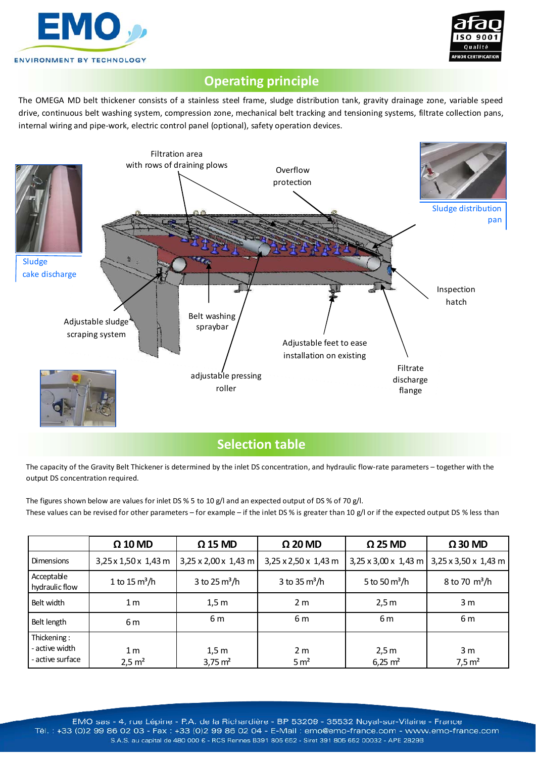## Operating principle

The OMEGA MD belt thickener consists of a stainless steel frame, sludge distribution tank, gravity drainage zone, variable speed drive, continuous belt washing system, compression zone, mechanical belt tracking and tensioning systems, filtrate collection pans, internal wiring and pipe-work, electric control panel (optional), safety operation devices.

Filtration area with rows of draining plows

Overflow protection

Sludge distribution pan

Sludge cake discharge

Inspection hatch

Adjustable sludge scraping system

Belt washing spraybar

Adjustable feet to ease installation on existing

adjustable pressing roller

Filtrate discharge flange

## Selection table

The capacity of the Gravity Belt Thickener is determined by the inlet DS concentration, and hydraulic flow-rate parameters – together with the output DS concentration required.

The figures shown below are values for inlet DS % 5 to 10 g/l and an expected output of DS % of 70 g/l.
These values can be revised for other parameters – for example – if the inlet DS % is greater than 10 g/l or if the expected output DS % less than

| | Ω 10 MD | Ω 15 MD | Ω 20 MD | Ω 25 MD | Ω 30 MD |
|---|---|---|---|---|---|
| Dimensions | 3,25 x 1,50 x 1,43 m | 3,25 x 2,00 x 1,43 m | 3,25 x 2,50 x 1,43 m | 3,25 x 3,00 x 1,43 m | 3,25 x 3,50 x 1,43 m |
| Acceptable hydraulic flow | 1 to 15 m³/h | 3 to 25 m³/h | 3 to 35 m³/h | 5 to 50 m³/h | 8 to 70 m³/h |
| Belt width | 1 m | 1,5 m | 2 m | 2,5 m | 3 m |
| Belt length | 6 m | 6 m | 6 m | 6 m | 6 m |
| Thickening :<br>- active width<br>- active surface | 1 m<br>2,5 m² | 1,5 m<br>3,75 m² | 2 m<br>5 m² | 2,5 m<br>6,25 m² | 3 m<br>7,5 m² |

EMO sas - 4, rue Lépine - P.A. de la Richardière - BP 53209 - 35532 Noyal-sur-Vilaine - France
Tél. : +33 (0)2 99 86 02 03 - Fax : +33 (0)2 99 86 02 04 - E-Mail : emo@emo-france.com - www.emo-france.com
S.A.S. au capital de 480 000 € - RCS Rennes B391 805 652 - Siret 391 805 652 00032 - APE 2829B